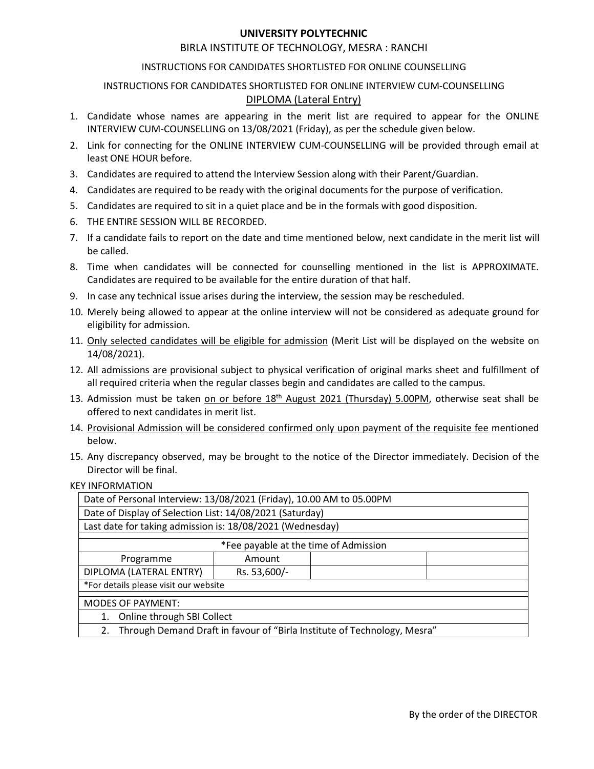# UNIVERSITY POLYTECHNIC

## BIRLA INSTITUTE OF TECHNOLOGY, MESRA : RANCHI

INSTRUCTIONS FOR CANDIDATES SHORTLISTED FOR ONLINE COUNSELLING

INSTRUCTIONS FOR CANDIDATES SHORTLISTED FOR ONLINE INTERVIEW CUM-COUNSELLING

<u>DIPLOMA (Lateral Entry)</u>

1. Candidate whose names are appearing in the merit list are required to appear for the ONLINE INTERVIEW CUM-COUNSELLING on 13/08/2021 (Friday), as per the schedule given below.
2. Link for connecting for the ONLINE INTERVIEW CUM-COUNSELLING will be provided through email at least ONE HOUR before.
3. Candidates are required to attend the Interview Session along with their Parent/Guardian.
4. Candidates are required to be ready with the original documents for the purpose of verification.
5. Candidates are required to sit in a quiet place and be in the formals with good disposition.
6. THE ENTIRE SESSION WILL BE RECORDED.
7. If a candidate fails to report on the date and time mentioned below, next candidate in the merit list will be called.
8. Time when candidates will be connected for counselling mentioned in the list is APPROXIMATE. Candidates are required to be available for the entire duration of that half.
9. In case any technical issue arises during the interview, the session may be rescheduled.
10. Merely being allowed to appear at the online interview will not be considered as adequate ground for eligibility for admission.
11. <u>Only selected candidates will be eligible for admission</u> (Merit List will be displayed on the website on 14/08/2021).
12. <u>All admissions are provisional</u> subject to physical verification of original marks sheet and fulfillment of all required criteria when the regular classes begin and candidates are called to the campus.
13. Admission must be taken <u>on or before 18th August 2021 (Thursday) 5.00PM</u>, otherwise seat shall be offered to next candidates in merit list.
14. <u>Provisional Admission will be considered confirmed only upon payment of the requisite fee</u> mentioned below.
15. Any discrepancy observed, may be brought to the notice of the Director immediately. Decision of the Director will be final.

KEY INFORMATION

| Date of Personal Interview: 13/08/2021 (Friday), 10.00 AM to 05.00PM | | | |
|---|---|---|---|
| Date of Display of Selection List: 14/08/2021 (Saturday) | | | |
| Last date for taking admission is: 18/08/2021 (Wednesday) | | | |
| *Fee payable at the time of Admission | | | |
| Programme | Amount | | |
| DIPLOMA (LATERAL ENTRY) | Rs. 53,600/- | | |
| *For details please visit our website | | | |
| MODES OF PAYMENT: | | | |
| 1. Online through SBI Collect | | | |
| 2. Through Demand Draft in favour of "Birla Institute of Technology, Mesra" | | | |

By the order of the DIRECTOR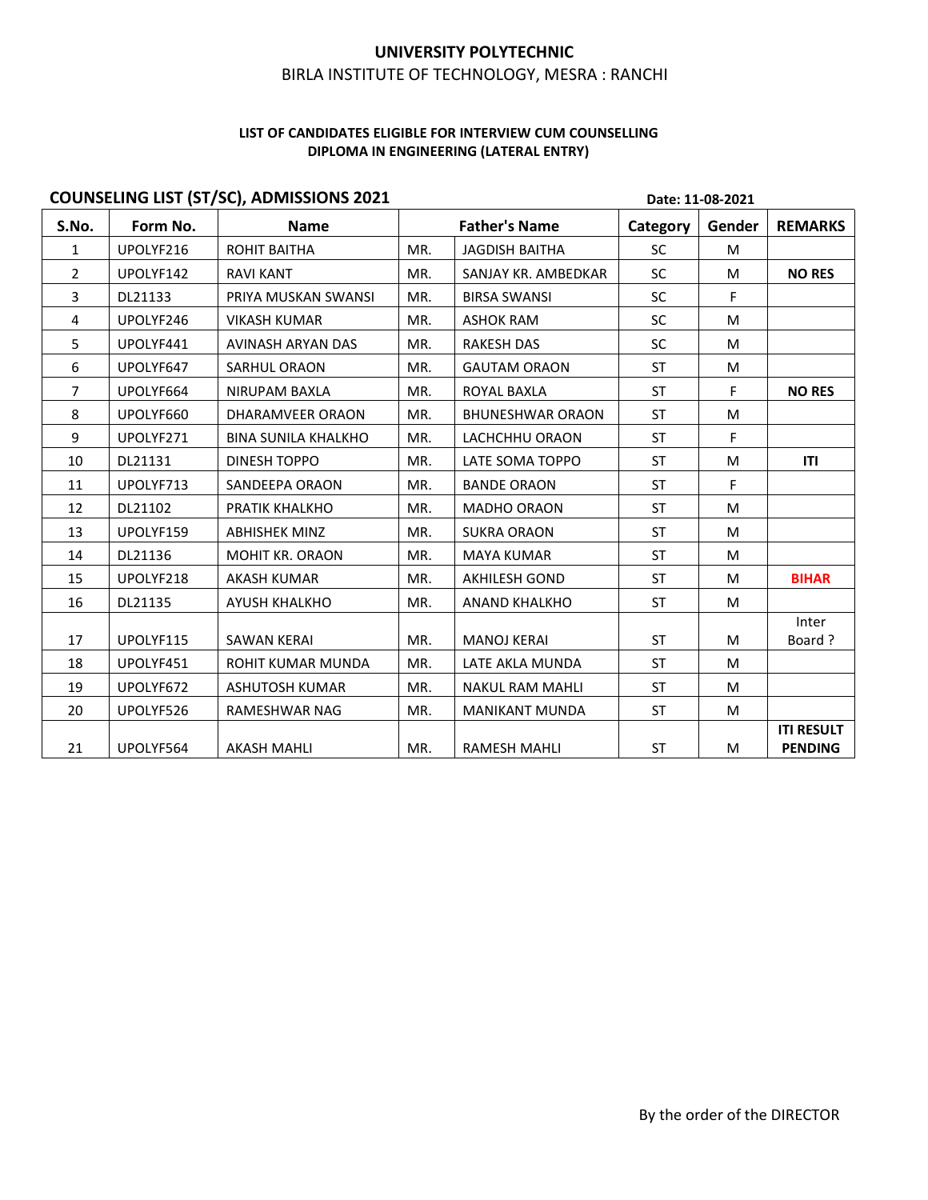# UNIVERSITY POLYTECHNIC

BIRLA INSTITUTE OF TECHNOLOGY, MESRA : RANCHI

**LIST OF CANDIDATES ELIGIBLE FOR INTERVIEW CUM COUNSELLING**
**DIPLOMA IN ENGINEERING (LATERAL ENTRY)**

## COUNSELING LIST (ST/SC), ADMISSIONS 2021

**Date: 11-08-2021**

| S.No. | Form No. | Name | Father's Name | | Category | Gender | REMARKS |
|---|---|---|---|---|---|---|---|
| 1 | UPOLYF216 | ROHIT BAITHA | MR. | JAGDISH BAITHA | SC | M | |
| 2 | UPOLYF142 | RAVI KANT | MR. | SANJAY KR. AMBEDKAR | SC | M | **NO RES** |
| 3 | DL21133 | PRIYA MUSKAN SWANSI | MR. | BIRSA SWANSI | SC | F | |
| 4 | UPOLYF246 | VIKASH KUMAR | MR. | ASHOK RAM | SC | M | |
| 5 | UPOLYF441 | AVINASH ARYAN DAS | MR. | RAKESH DAS | SC | M | |
| 6 | UPOLYF647 | SARHUL ORAON | MR. | GAUTAM ORAON | ST | M | |
| 7 | UPOLYF664 | NIRUPAM BAXLA | MR. | ROYAL BAXLA | ST | F | **NO RES** |
| 8 | UPOLYF660 | DHARAMVEER ORAON | MR. | BHUNESHWAR ORAON | ST | M | |
| 9 | UPOLYF271 | BINA SUNILA KHALKHO | MR. | LACHCHHU ORAON | ST | F | |
| 10 | DL21131 | DINESH TOPPO | MR. | LATE SOMA TOPPO | ST | M | **ITI** |
| 11 | UPOLYF713 | SANDEEPA ORAON | MR. | BANDE ORAON | ST | F | |
| 12 | DL21102 | PRATIK KHALKHO | MR. | MADHO ORAON | ST | M | |
| 13 | UPOLYF159 | ABHISHEK MINZ | MR. | SUKRA ORAON | ST | M | |
| 14 | DL21136 | MOHIT KR. ORAON | MR. | MAYA KUMAR | ST | M | |
| 15 | UPOLYF218 | AKASH KUMAR | MR. | AKHILESH GOND | ST | M | **BIHAR** |
| 16 | DL21135 | AYUSH KHALKHO | MR. | ANAND KHALKHO | ST | M | |
| 17 | UPOLYF115 | SAWAN KERAI | MR. | MANOJ KERAI | ST | M | Inter Board ? |
| 18 | UPOLYF451 | ROHIT KUMAR MUNDA | MR. | LATE AKLA MUNDA | ST | M | |
| 19 | UPOLYF672 | ASHUTOSH KUMAR | MR. | NAKUL RAM MAHLI | ST | M | |
| 20 | UPOLYF526 | RAMESHWAR NAG | MR. | MANIKANT MUNDA | ST | M | |
| 21 | UPOLYF564 | AKASH MAHLI | MR. | RAMESH MAHLI | ST | M | **ITI RESULT PENDING** |

By the order of the DIRECTOR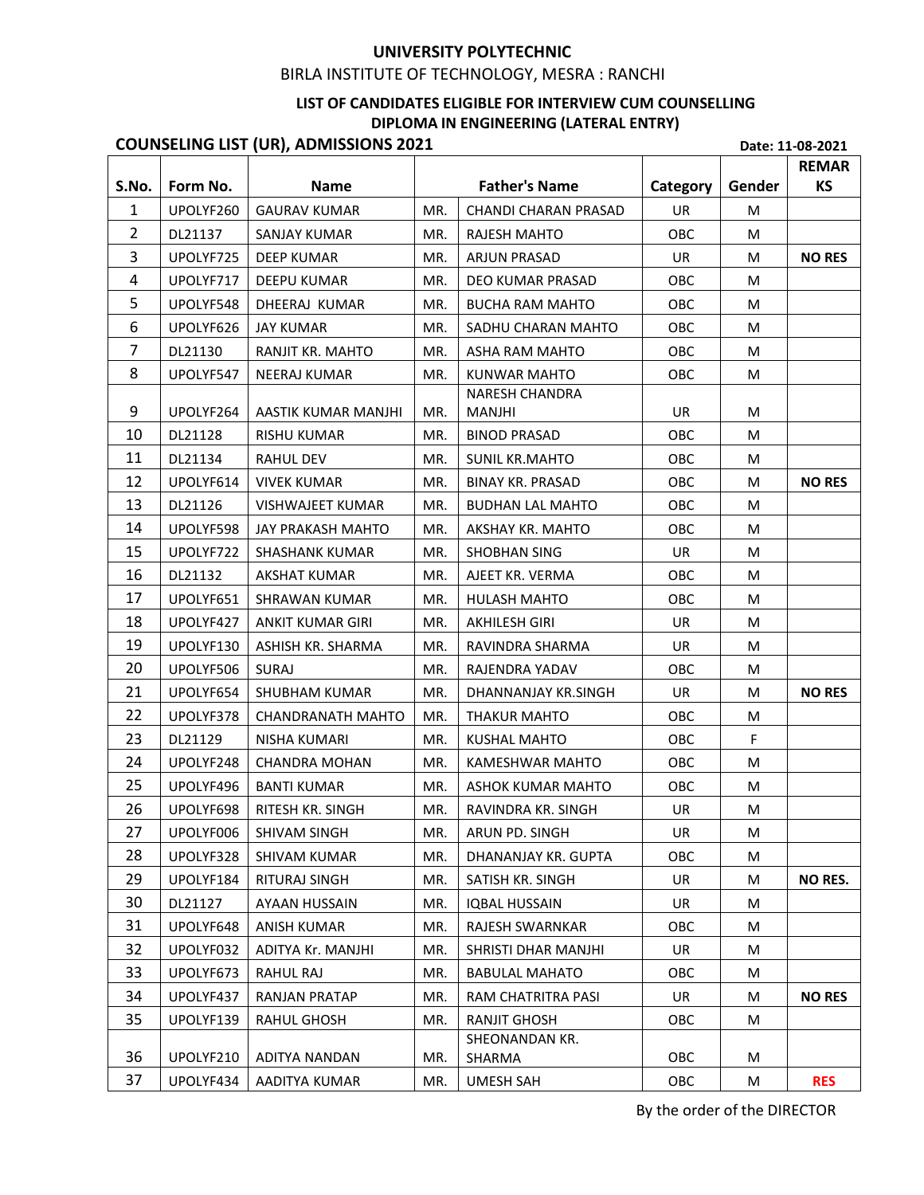**UNIVERSITY POLYTECHNIC**

BIRLA INSTITUTE OF TECHNOLOGY, MESRA : RANCHI

**LIST OF CANDIDATES ELIGIBLE FOR INTERVIEW CUM COUNSELLING**
**DIPLOMA IN ENGINEERING (LATERAL ENTRY)**

**COUNSELING LIST (UR), ADMISSIONS 2021**

**Date: 11-08-2021**

| S.No. | Form No. | Name | Father's Name | | Category | Gender | REMARKS |
|---|---|---|---|---|---|---|---|
| 1 | UPOLYF260 | GAURAV KUMAR | MR. | CHANDI CHARAN PRASAD | UR | M | |
| 2 | DL21137 | SANJAY KUMAR | MR. | RAJESH MAHTO | OBC | M | |
| 3 | UPOLYF725 | DEEP KUMAR | MR. | ARJUN PRASAD | UR | M | **NO RES** |
| 4 | UPOLYF717 | DEEPU KUMAR | MR. | DEO KUMAR PRASAD | OBC | M | |
| 5 | UPOLYF548 | DHEERAJ KUMAR | MR. | BUCHA RAM MAHTO | OBC | M | |
| 6 | UPOLYF626 | JAY KUMAR | MR. | SADHU CHARAN MAHTO | OBC | M | |
| 7 | DL21130 | RANJIT KR. MAHTO | MR. | ASHA RAM MAHTO | OBC | M | |
| 8 | UPOLYF547 | NEERAJ KUMAR | MR. | KUNWAR MAHTO | OBC | M | |
| 9 | UPOLYF264 | AASTIK KUMAR MANJHI | MR. | NARESH CHANDRA MANJHI | UR | M | |
| 10 | DL21128 | RISHU KUMAR | MR. | BINOD PRASAD | OBC | M | |
| 11 | DL21134 | RAHUL DEV | MR. | SUNIL KR.MAHTO | OBC | M | |
| 12 | UPOLYF614 | VIVEK KUMAR | MR. | BINAY KR. PRASAD | OBC | M | **NO RES** |
| 13 | DL21126 | VISHWAJEET KUMAR | MR. | BUDHAN LAL MAHTO | OBC | M | |
| 14 | UPOLYF598 | JAY PRAKASH MAHTO | MR. | AKSHAY KR. MAHTO | OBC | M | |
| 15 | UPOLYF722 | SHASHANK KUMAR | MR. | SHOBHAN SING | UR | M | |
| 16 | DL21132 | AKSHAT KUMAR | MR. | AJEET KR. VERMA | OBC | M | |
| 17 | UPOLYF651 | SHRAWAN KUMAR | MR. | HULASH MAHTO | OBC | M | |
| 18 | UPOLYF427 | ANKIT KUMAR GIRI | MR. | AKHILESH GIRI | UR | M | |
| 19 | UPOLYF130 | ASHISH KR. SHARMA | MR. | RAVINDRA SHARMA | UR | M | |
| 20 | UPOLYF506 | SURAJ | MR. | RAJENDRA YADAV | OBC | M | |
| 21 | UPOLYF654 | SHUBHAM KUMAR | MR. | DHANNANJAY KR.SINGH | UR | M | **NO RES** |
| 22 | UPOLYF378 | CHANDRANATH MAHTO | MR. | THAKUR MAHTO | OBC | M | |
| 23 | DL21129 | NISHA KUMARI | MR. | KUSHAL MAHTO | OBC | F | |
| 24 | UPOLYF248 | CHANDRA MOHAN | MR. | KAMESHWAR MAHTO | OBC | M | |
| 25 | UPOLYF496 | BANTI KUMAR | MR. | ASHOK KUMAR MAHTO | OBC | M | |
| 26 | UPOLYF698 | RITESH KR. SINGH | MR. | RAVINDRA KR. SINGH | UR | M | |
| 27 | UPOLYF006 | SHIVAM SINGH | MR. | ARUN PD. SINGH | UR | M | |
| 28 | UPOLYF328 | SHIVAM KUMAR | MR. | DHANANJAY KR. GUPTA | OBC | M | |
| 29 | UPOLYF184 | RITURAJ SINGH | MR. | SATISH KR. SINGH | UR | M | **NO RES.** |
| 30 | DL21127 | AYAAN HUSSAIN | MR. | IQBAL HUSSAIN | UR | M | |
| 31 | UPOLYF648 | ANISH KUMAR | MR. | RAJESH SWARNKAR | OBC | M | |
| 32 | UPOLYF032 | ADITYA Kr. MANJHI | MR. | SHRISTI DHAR MANJHI | UR | M | |
| 33 | UPOLYF673 | RAHUL RAJ | MR. | BABULAL MAHATO | OBC | M | |
| 34 | UPOLYF437 | RANJAN PRATAP | MR. | RAM CHATRITRA PASI | UR | M | **NO RES** |
| 35 | UPOLYF139 | RAHUL GHOSH | MR. | RANJIT GHOSH | OBC | M | |
| 36 | UPOLYF210 | ADITYA NANDAN | MR. | SHEONANDAN KR. SHARMA | OBC | M | |
| 37 | UPOLYF434 | AADITYA KUMAR | MR. | UMESH SAH | OBC | M | **RES** |

By the order of the DIRECTOR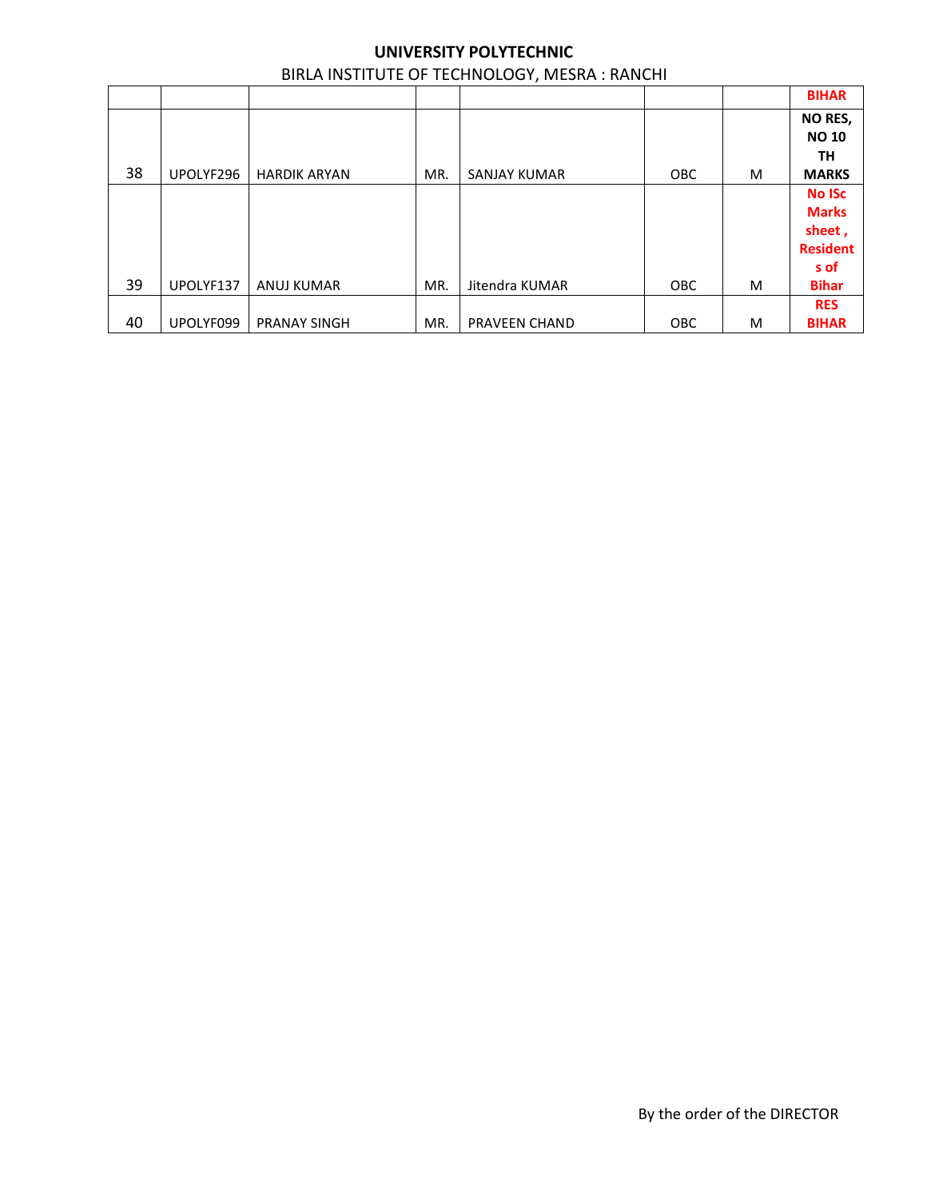**UNIVERSITY POLYTECHNIC**

BIRLA INSTITUTE OF TECHNOLOGY, MESRA : RANCHI

| | | | | | | | |
|---|---|---|---|---|---|---|---|
| | | | | | | | **BIHAR** |
| 38 | UPOLYF296 | HARDIK ARYAN | MR. | SANJAY KUMAR | OBC | M | **NO RES, NO 10 TH MARKS** |
| 39 | UPOLYF137 | ANUJ KUMAR | MR. | Jitendra KUMAR | OBC | M | **No ISc Marks sheet , Residents of Bihar** |
| 40 | UPOLYF099 | PRANAY SINGH | MR. | PRAVEEN CHAND | OBC | M | **RES BIHAR** |

By the order of the DIRECTOR